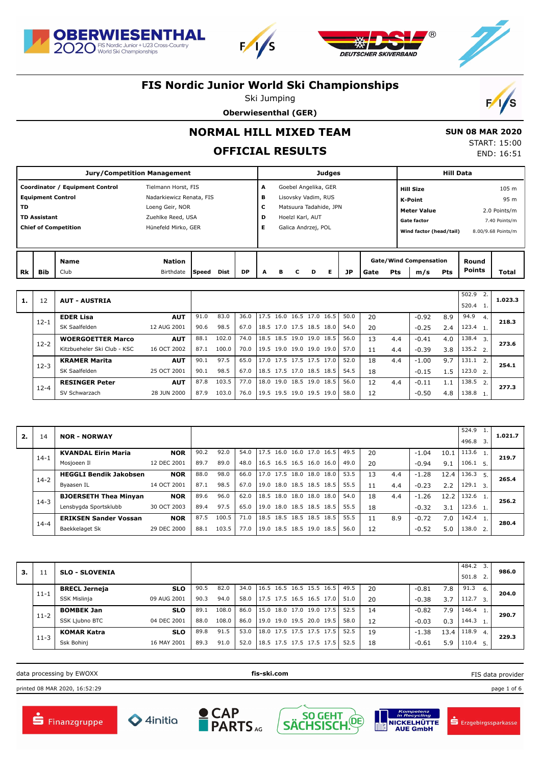# FIS Nordic Junior World Ski Championships

Ski Jumping

**Oberwiesenthal (GER)**

## NORMAL HILL MIXED TEAM

## OFFICIAL RESULTS

**SUN 08 MAR 2020**

START: 15:00

END: 16:51

| Jury/Competition Management | | Judges | | Hill Data | |
|---|---|---|---|---|---|
| **Coordinator / Equipment Control** | Tielmann Horst, FIS | A | Goebel Angelika, GER | **Hill Size** | 105 m |
| **Equipment Control** | Nadarkiewicz Renata, FIS | B | Lisovsky Vadim, RUS | **K-Point** | 95 m |
| **TD** | Loeng Geir, NOR | C | Matsuura Tadahide, JPN | **Meter Value** | 2.0 Points/m |
| **TD Assistant** | Zuehlke Reed, USA | D | Hoelzl Karl, AUT | **Gate factor** | 7.40 Points/m |
| **Chief of Competition** | Hünefeld Mirko, GER | E | Galica Andrzej, POL | **Wind factor (head/tail)** | 8.00/9.68 Points/m |

| Rk | Bib | Name / Club | Nation / Birthdate | Speed | Dist | DP | A | B | C | D | E | JP | Gate | Pts | m/s | Pts | Round Points | Total |
|---|---|---|---|---|---|---|---|---|---|---|---|---|---|---|---|---|---|---|
| **1.** | 12 | **AUT - AUSTRIA** | | | | | | | | | | | | | | | 502.9 2. / 520.4 1. | **1.023.3** |
| | 12-1 | **EDER Lisa** | **AUT** | 91.0 | 83.0 | 36.0 | 17.5 | 16.0 | 16.5 | 17.0 | 16.5 | 50.0 | 20 | | -0.92 | 8.9 | 94.9 4. | **218.3** |
| | | SK Saalfelden | 12 AUG 2001 | 90.6 | 98.5 | 67.0 | 18.5 | 17.0 | 17.5 | 18.5 | 18.0 | 54.0 | 20 | | -0.25 | 2.4 | 123.4 1. | |
| | 12-2 | **WOERGOETTER Marco** | **AUT** | 88.1 | 102.0 | 74.0 | 18.5 | 18.5 | 19.0 | 19.0 | 18.5 | 56.0 | 13 | 4.4 | -0.41 | 4.0 | 138.4 3. | **273.6** |
| | | Kitzbueheler Ski Club - KSC | 16 OCT 2002 | 87.1 | 100.0 | 70.0 | 19.5 | 19.0 | 19.0 | 19.0 | 19.0 | 57.0 | 11 | 4.4 | -0.39 | 3.8 | 135.2 2. | |
| | 12-3 | **KRAMER Marita** | **AUT** | 90.1 | 97.5 | 65.0 | 17.0 | 17.5 | 17.5 | 17.5 | 17.0 | 52.0 | 18 | 4.4 | -1.00 | 9.7 | 131.1 2. | **254.1** |
| | | SK Saalfelden | 25 OCT 2001 | 90.1 | 98.5 | 67.0 | 18.5 | 17.5 | 17.0 | 18.5 | 18.5 | 54.5 | 18 | | -0.15 | 1.5 | 123.0 2. | |
| | 12-4 | **RESINGER Peter** | **AUT** | 87.8 | 103.5 | 77.0 | 18.0 | 19.0 | 18.5 | 19.0 | 18.5 | 56.0 | 12 | 4.4 | -0.11 | 1.1 | 138.5 2. | **277.3** |
| | | SV Schwarzach | 28 JUN 2000 | 87.9 | 103.0 | 76.0 | 19.5 | 19.5 | 19.0 | 19.5 | 19.0 | 58.0 | 12 | | -0.50 | 4.8 | 138.8 1. | |
| **2.** | 14 | **NOR - NORWAY** | | | | | | | | | | | | | | | 524.9 1. / 496.8 3. | **1.021.7** |
| | 14-1 | **KVANDAL Eirin Maria** | **NOR** | 90.2 | 92.0 | 54.0 | 17.5 | 16.0 | 16.0 | 17.0 | 16.5 | 49.5 | 20 | | -1.04 | 10.1 | 113.6 1. | **219.7** |
| | | Mosjoeen Il | 12 DEC 2001 | 89.7 | 89.0 | 48.0 | 16.5 | 16.5 | 16.5 | 16.0 | 16.0 | 49.0 | 20 | | -0.94 | 9.1 | 106.1 5. | |
| | 14-2 | **HEGGLI Bendik Jakobsen** | **NOR** | 88.0 | 98.0 | 66.0 | 17.0 | 17.5 | 18.0 | 18.0 | 18.0 | 53.5 | 13 | 4.4 | -1.28 | 12.4 | 136.3 5. | **265.4** |
| | | Byaasen IL | 14 OCT 2001 | 87.1 | 98.5 | 67.0 | 19.0 | 18.0 | 18.5 | 18.5 | 18.5 | 55.5 | 11 | 4.4 | -0.23 | 2.2 | 129.1 3. | |
| | 14-3 | **BJOERSETH Thea Minyan** | **NOR** | 89.6 | 96.0 | 62.0 | 18.5 | 18.0 | 18.0 | 18.0 | 18.0 | 54.0 | 18 | 4.4 | -1.26 | 12.2 | 132.6 1. | **256.2** |
| | | Lensbygda Sportsklubb | 30 OCT 2003 | 89.4 | 97.5 | 65.0 | 19.0 | 18.0 | 18.5 | 18.5 | 18.5 | 55.5 | 18 | | -0.32 | 3.1 | 123.6 1. | |
| | 14-4 | **ERIKSEN Sander Vossan** | **NOR** | 87.5 | 100.5 | 71.0 | 18.5 | 18.5 | 18.5 | 18.5 | 18.5 | 55.5 | 11 | 8.9 | -0.72 | 7.0 | 142.4 1. | **280.4** |
| | | Baekkelaget Sk | 29 DEC 2000 | 88.1 | 103.5 | 77.0 | 19.0 | 18.5 | 18.5 | 19.0 | 18.5 | 56.0 | 12 | | -0.52 | 5.0 | 138.0 2. | |
| **3.** | 11 | **SLO - SLOVENIA** | | | | | | | | | | | | | | | 484.2 3. / 501.8 2. | **986.0** |
| | 11-1 | **BRECL Jerneja** | **SLO** | 90.5 | 82.0 | 34.0 | 16.5 | 16.5 | 16.5 | 15.5 | 16.5 | 49.5 | 20 | | -0.81 | 7.8 | 91.3 6. | **204.0** |
| | | SSK Mislinja | 09 AUG 2001 | 90.3 | 94.0 | 58.0 | 17.5 | 17.5 | 16.5 | 16.5 | 17.0 | 51.0 | 20 | | -0.38 | 3.7 | 112.7 3. | |
| | 11-2 | **BOMBEK Jan** | **SLO** | 89.1 | 108.0 | 86.0 | 15.0 | 18.0 | 17.0 | 19.0 | 17.5 | 52.5 | 14 | | -0.82 | 7.9 | 146.4 1. | **290.7** |
| | | SSK Ljubno BTC | 04 DEC 2001 | 88.0 | 108.0 | 86.0 | 19.0 | 19.0 | 19.5 | 20.0 | 19.5 | 58.0 | 12 | | -0.03 | 0.3 | 144.3 1. | |
| | 11-3 | **KOMAR Katra** | **SLO** | 89.8 | 91.5 | 53.0 | 18.0 | 17.5 | 17.5 | 17.5 | 17.5 | 52.5 | 19 | | -1.38 | 13.4 | 118.9 4. | **229.3** |
| | | Ssk Bohinj | 16 MAY 2001 | 89.3 | 91.0 | 52.0 | 18.5 | 17.5 | 17.5 | 17.5 | 17.5 | 52.5 | 18 | | -0.61 | 5.9 | 110.4 5. | |

data processing by EWOXX | fis-ski.com | FIS data provider

printed 08 MAR 2020, 16:52:29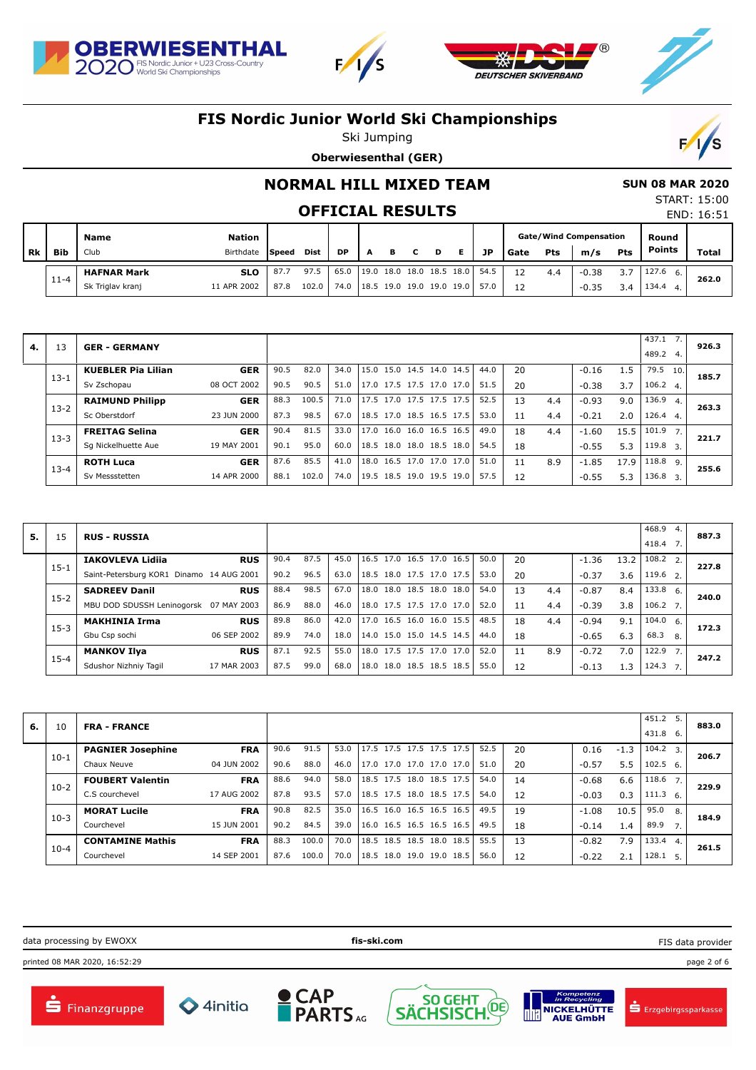# FIS Nordic Junior World Ski Championships

Ski Jumping

**Oberwiesenthal (GER)**

## NORMAL HILL MIXED TEAM

## OFFICIAL RESULTS

**SUN 08 MAR 2020**
START: 15:00
END: 16:51

| Rk | Bib | Name / Club | Nation / Birthdate | Speed | Dist | DP | A | B | C | D | E | JP | Gate | Pts | m/s | Pts | Round Points | Total |
|---|---|---|---|---|---|---|---|---|---|---|---|---|---|---|---|---|---|---|
| | 11-4 | **HAFNAR Mark** | **SLO** | 87.7 | 97.5 | 65.0 | 19.0 | 18.0 | 18.0 | 18.5 | 18.0 | 54.5 | 12 | 4.4 | -0.38 | 3.7 | 127.6 6. | **262.0** |
| | | Sk Triglav kranj | 11 APR 2002 | 87.8 | 102.0 | 74.0 | 18.5 | 19.0 | 19.0 | 19.0 | 19.0 | 57.0 | 12 | | -0.35 | 3.4 | 134.4 4. | |
| **4.** | 13 | **GER - GERMANY** | | | | | | | | | | | | | | | 437.1 7. | **926.3** |
| | | | | | | | | | | | | | | | | | 489.2 4. | |
| | 13-1 | **KUEBLER Pia Lilian** | **GER** | 90.5 | 82.0 | 34.0 | 15.0 | 15.0 | 14.5 | 14.0 | 14.5 | 44.0 | 20 | | -0.16 | 1.5 | 79.5 10. | **185.7** |
| | | Sv Zschopau | 08 OCT 2002 | 90.5 | 90.5 | 51.0 | 17.0 | 17.5 | 17.5 | 17.0 | 17.0 | 51.5 | 20 | | -0.38 | 3.7 | 106.2 4. | |
| | 13-2 | **RAIMUND Philipp** | **GER** | 88.3 | 100.5 | 71.0 | 17.5 | 17.0 | 17.5 | 17.5 | 17.5 | 52.5 | 13 | 4.4 | -0.93 | 9.0 | 136.9 4. | **263.3** |
| | | Sc Oberstdorf | 23 JUN 2000 | 87.3 | 98.5 | 67.0 | 18.5 | 17.0 | 18.5 | 16.5 | 17.5 | 53.0 | 11 | 4.4 | -0.21 | 2.0 | 126.4 4. | |
| | 13-3 | **FREITAG Selina** | **GER** | 90.4 | 81.5 | 33.0 | 17.0 | 16.0 | 16.0 | 16.5 | 16.5 | 49.0 | 18 | 4.4 | -1.60 | 15.5 | 101.9 7. | **221.7** |
| | | Sg Nickelhuette Aue | 19 MAY 2001 | 90.1 | 95.0 | 60.0 | 18.5 | 18.0 | 18.0 | 18.5 | 18.0 | 54.5 | 18 | | -0.55 | 5.3 | 119.8 3. | |
| | 13-4 | **ROTH Luca** | **GER** | 87.6 | 85.5 | 41.0 | 18.0 | 16.5 | 17.0 | 17.0 | 17.0 | 51.0 | 11 | 8.9 | -1.85 | 17.9 | 118.8 9. | **255.6** |
| | | Sv Messstetten | 14 APR 2000 | 88.1 | 102.0 | 74.0 | 19.5 | 18.5 | 19.0 | 19.5 | 19.0 | 57.5 | 12 | | -0.55 | 5.3 | 136.8 3. | |
| **5.** | 15 | **RUS - RUSSIA** | | | | | | | | | | | | | | | 468.9 4. | **887.3** |
| | | | | | | | | | | | | | | | | | 418.4 7. | |
| | 15-1 | **IAKOVLEVA Lidiia** | **RUS** | 90.4 | 87.5 | 45.0 | 16.5 | 17.0 | 16.5 | 17.0 | 16.5 | 50.0 | 20 | | -1.36 | 13.2 | 108.2 2. | **227.8** |
| | | Saint-Petersburg KOR1 Dinamo | 14 AUG 2001 | 90.2 | 96.5 | 63.0 | 18.5 | 18.0 | 17.5 | 17.0 | 17.5 | 53.0 | 20 | | -0.37 | 3.6 | 119.6 2. | |
| | 15-2 | **SADREEV Danil** | **RUS** | 88.4 | 98.5 | 67.0 | 18.0 | 18.0 | 18.5 | 18.0 | 18.0 | 54.0 | 13 | 4.4 | -0.87 | 8.4 | 133.8 6. | **240.0** |
| | | MBU DOD SDUSSH Leninogorsk | 07 MAY 2003 | 86.9 | 88.0 | 46.0 | 18.0 | 17.5 | 17.5 | 17.0 | 17.0 | 52.0 | 11 | 4.4 | -0.39 | 3.8 | 106.2 7. | |
| | 15-3 | **MAKHINIA Irma** | **RUS** | 89.8 | 86.0 | 42.0 | 17.0 | 16.5 | 16.0 | 16.0 | 15.5 | 48.5 | 18 | 4.4 | -0.94 | 9.1 | 104.0 6. | **172.3** |
| | | Gbu Csp sochi | 06 SEP 2002 | 89.9 | 74.0 | 18.0 | 14.0 | 15.0 | 15.0 | 14.5 | 14.5 | 44.0 | 18 | | -0.65 | 6.3 | 68.3 8. | |
| | 15-4 | **MANKOV Ilya** | **RUS** | 87.1 | 92.5 | 55.0 | 18.0 | 17.5 | 17.5 | 17.0 | 17.0 | 52.0 | 11 | 8.9 | -0.72 | 7.0 | 122.9 7. | **247.2** |
| | | Sdushor Nizhniy Tagil | 17 MAR 2003 | 87.5 | 99.0 | 68.0 | 18.0 | 18.0 | 18.5 | 18.5 | 18.5 | 55.0 | 12 | | -0.13 | 1.3 | 124.3 7. | |
| **6.** | 10 | **FRA - FRANCE** | | | | | | | | | | | | | | | 451.2 5. | **883.0** |
| | | | | | | | | | | | | | | | | | 431.8 6. | |
| | 10-1 | **PAGNIER Josephine** | **FRA** | 90.6 | 91.5 | 53.0 | 17.5 | 17.5 | 17.5 | 17.5 | 17.5 | 52.5 | 20 | | 0.16 | -1.3 | 104.2 3. | **206.7** |
| | | Chaux Neuve | 04 JUN 2002 | 90.6 | 88.0 | 46.0 | 17.0 | 17.0 | 17.0 | 17.0 | 17.0 | 51.0 | 20 | | -0.57 | 5.5 | 102.5 6. | |
| | 10-2 | **FOUBERT Valentin** | **FRA** | 88.6 | 94.0 | 58.0 | 18.5 | 17.5 | 18.0 | 18.5 | 17.5 | 54.0 | 14 | | -0.68 | 6.6 | 118.6 7. | **229.9** |
| | | C.S courchevel | 17 AUG 2002 | 87.8 | 93.5 | 57.0 | 18.5 | 17.5 | 18.0 | 18.5 | 17.5 | 54.0 | 12 | | -0.03 | 0.3 | 111.3 6. | |
| | 10-3 | **MORAT Lucile** | **FRA** | 90.8 | 82.5 | 35.0 | 16.5 | 16.0 | 16.5 | 16.5 | 16.5 | 49.5 | 19 | | -1.08 | 10.5 | 95.0 8. | **184.9** |
| | | Courchevel | 15 JUN 2001 | 90.2 | 84.5 | 39.0 | 16.0 | 16.5 | 16.5 | 16.5 | 16.5 | 49.5 | 18 | | -0.14 | 1.4 | 89.9 7. | |
| | 10-4 | **CONTAMINE Mathis** | **FRA** | 88.3 | 100.0 | 70.0 | 18.5 | 18.5 | 18.5 | 18.0 | 18.5 | 55.5 | 13 | | -0.82 | 7.9 | 133.4 4. | **261.5** |
| | | Courchevel | 14 SEP 2001 | 87.6 | 100.0 | 70.0 | 18.5 | 18.0 | 19.0 | 19.0 | 18.5 | 56.0 | 12 | | -0.22 | 2.1 | 128.1 5. | |

data processing by EWOXX — fis-ski.com — FIS data provider

printed 08 MAR 2020, 16:52:29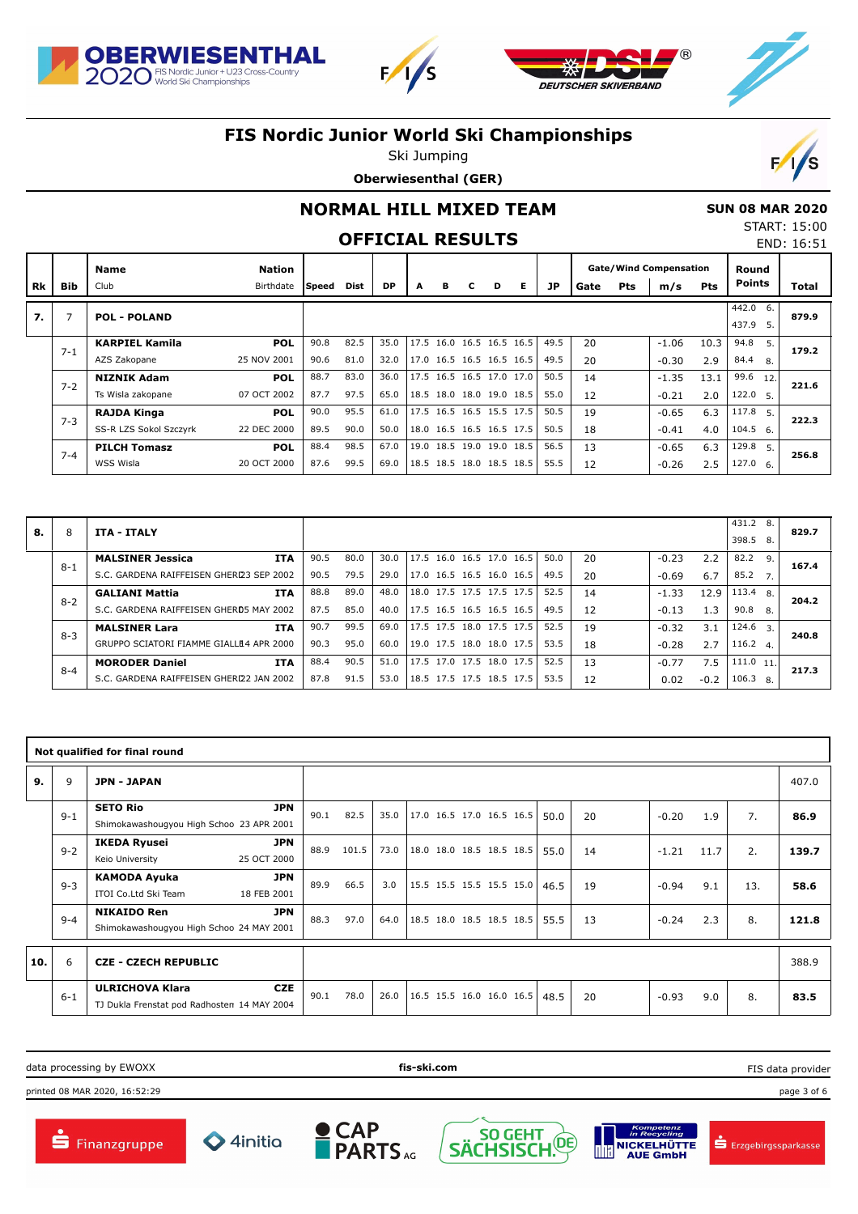# FIS Nordic Junior World Ski Championships

Ski Jumping

**Oberwiesenthal (GER)**

## NORMAL HILL MIXED TEAM

## OFFICIAL RESULTS

**SUN 08 MAR 2020**
START: 15:00
END: 16:51

| Rk | Bib | Name / Club | Nation / Birthdate | Speed | Dist | DP | A | B | C | D | E | JP | Gate | Pts | m/s | Pts | Round Points | Total |
|---|---|---|---|---|---|---|---|---|---|---|---|---|---|---|---|---|---|---|
| **7.** | 7 | **POL - POLAND** | | | | | | | | | | | | | | | 442.0 6. / 437.9 5. | **879.9** |
| | 7-1 | **KARPIEL Kamila** | **POL** | 90.8 | 82.5 | 35.0 | 17.5 | 16.0 | 16.5 | 16.5 | 16.5 | 49.5 | 20 | | -1.06 | 10.3 | 94.8 5. | **179.2** |
| | | AZS Zakopane | 25 NOV 2001 | 90.6 | 81.0 | 32.0 | 17.0 | 16.5 | 16.5 | 16.5 | 16.5 | 49.5 | 20 | | -0.30 | 2.9 | 84.4 8. | |
| | 7-2 | **NIZNIK Adam** | **POL** | 88.7 | 83.0 | 36.0 | 17.5 | 16.5 | 16.5 | 17.0 | 17.0 | 50.5 | 14 | | -1.35 | 13.1 | 99.6 12. | **221.6** |
| | | Ts Wisla zakopane | 07 OCT 2002 | 87.7 | 97.5 | 65.0 | 18.5 | 18.0 | 18.0 | 19.0 | 18.5 | 55.0 | 12 | | -0.21 | 2.0 | 122.0 5. | |
| | 7-3 | **RAJDA Kinga** | **POL** | 90.0 | 95.5 | 61.0 | 17.5 | 16.5 | 16.5 | 15.5 | 17.5 | 50.5 | 19 | | -0.65 | 6.3 | 117.8 5. | **222.3** |
| | | SS-R LZS Sokol Szczyrk | 22 DEC 2000 | 89.5 | 90.0 | 50.0 | 18.0 | 16.5 | 16.5 | 16.5 | 17.5 | 50.5 | 18 | | -0.41 | 4.0 | 104.5 6. | |
| | 7-4 | **PILCH Tomasz** | **POL** | 88.4 | 98.5 | 67.0 | 19.0 | 18.5 | 19.0 | 19.0 | 18.5 | 56.5 | 13 | | -0.65 | 6.3 | 129.8 5. | **256.8** |
| | | WSS Wisla | 20 OCT 2000 | 87.6 | 99.5 | 69.0 | 18.5 | 18.5 | 18.0 | 18.5 | 18.5 | 55.5 | 12 | | -0.26 | 2.5 | 127.0 6. | |
| **8.** | 8 | **ITA - ITALY** | | | | | | | | | | | | | | | 431.2 8. / 398.5 8. | **829.7** |
| | 8-1 | **MALSINER Jessica** | **ITA** | 90.5 | 80.0 | 30.0 | 17.5 | 16.0 | 16.5 | 17.0 | 16.5 | 50.0 | 20 | | -0.23 | 2.2 | 82.2 9. | **167.4** |
| | | S.C. GARDENA RAIFFEISEN GHERD | 23 SEP 2002 | 90.5 | 79.5 | 29.0 | 17.0 | 16.5 | 16.5 | 16.0 | 16.5 | 49.5 | 20 | | -0.69 | 6.7 | 85.2 7. | |
| | 8-2 | **GALIANI Mattia** | **ITA** | 88.8 | 89.0 | 48.0 | 18.0 | 17.5 | 17.5 | 17.5 | 17.5 | 52.5 | 14 | | -1.33 | 12.9 | 113.4 8. | **204.2** |
| | | S.C. GARDENA RAIFFEISEN GHERD | 05 MAY 2002 | 87.5 | 85.0 | 40.0 | 17.5 | 16.5 | 16.5 | 16.5 | 16.5 | 49.5 | 12 | | -0.13 | 1.3 | 90.8 8. | |
| | 8-3 | **MALSINER Lara** | **ITA** | 90.7 | 99.5 | 69.0 | 17.5 | 17.5 | 18.0 | 17.5 | 17.5 | 52.5 | 19 | | -0.32 | 3.1 | 124.6 3. | **240.8** |
| | | GRUPPO SCIATORI FIAMME GIALLE | 14 APR 2000 | 90.3 | 95.0 | 60.0 | 19.0 | 17.5 | 18.0 | 18.0 | 17.5 | 53.5 | 18 | | -0.28 | 2.7 | 116.2 4. | |
| | 8-4 | **MORODER Daniel** | **ITA** | 88.4 | 90.5 | 51.0 | 17.5 | 17.0 | 17.5 | 18.0 | 17.5 | 52.5 | 13 | | -0.77 | 7.5 | 111.0 11. | **217.3** |
| | | S.C. GARDENA RAIFFEISEN GHERD | 22 JAN 2002 | 87.8 | 91.5 | 53.0 | 18.5 | 17.5 | 17.5 | 18.5 | 17.5 | 53.5 | 12 | | 0.02 | -0.2 | 106.3 8. | |

**Not qualified for final round**

| Rk | Bib | Name / Club | Nation / Birthdate | Speed | Dist | DP | A | B | C | D | E | JP | Gate | Pts | m/s | Pts | Round Points | Total |
|---|---|---|---|---|---|---|---|---|---|---|---|---|---|---|---|---|---|---|
| **9.** | 9 | **JPN - JAPAN** | | | | | | | | | | | | | | | | 407.0 |
| | 9-1 | **SETO Rio** / Shimokawashougyou High Schoo | **JPN** / 23 APR 2001 | 90.1 | 82.5 | 35.0 | 17.0 | 16.5 | 17.0 | 16.5 | 16.5 | 50.0 | 20 | | -0.20 | 1.9 | 7. | **86.9** |
| | 9-2 | **IKEDA Ryusei** / Keio University | **JPN** / 25 OCT 2000 | 88.9 | 101.5 | 73.0 | 18.0 | 18.0 | 18.5 | 18.5 | 18.5 | 55.0 | 14 | | -1.21 | 11.7 | 2. | **139.7** |
| | 9-3 | **KAMODA Ayuka** / ITOI Co.Ltd Ski Team | **JPN** / 18 FEB 2001 | 89.9 | 66.5 | 3.0 | 15.5 | 15.5 | 15.5 | 15.5 | 15.0 | 46.5 | 19 | | -0.94 | 9.1 | 13. | **58.6** |
| | 9-4 | **NIKAIDO Ren** / Shimokawashougyou High Schoo | **JPN** / 24 MAY 2001 | 88.3 | 97.0 | 64.0 | 18.5 | 18.0 | 18.5 | 18.5 | 18.5 | 55.5 | 13 | | -0.24 | 2.3 | 8. | **121.8** |
| **10.** | 6 | **CZE - CZECH REPUBLIC** | | | | | | | | | | | | | | | | 388.9 |
| | 6-1 | **ULRICHOVA Klara** / TJ Dukla Frenstat pod Radhosten | **CZE** / 14 MAY 2004 | 90.1 | 78.0 | 26.0 | 16.5 | 15.5 | 16.0 | 16.0 | 16.5 | 48.5 | 20 | | -0.93 | 9.0 | 8. | **83.5** |

data processing by EWOXX — fis-ski.com — FIS data provider

printed 08 MAR 2020, 16:52:29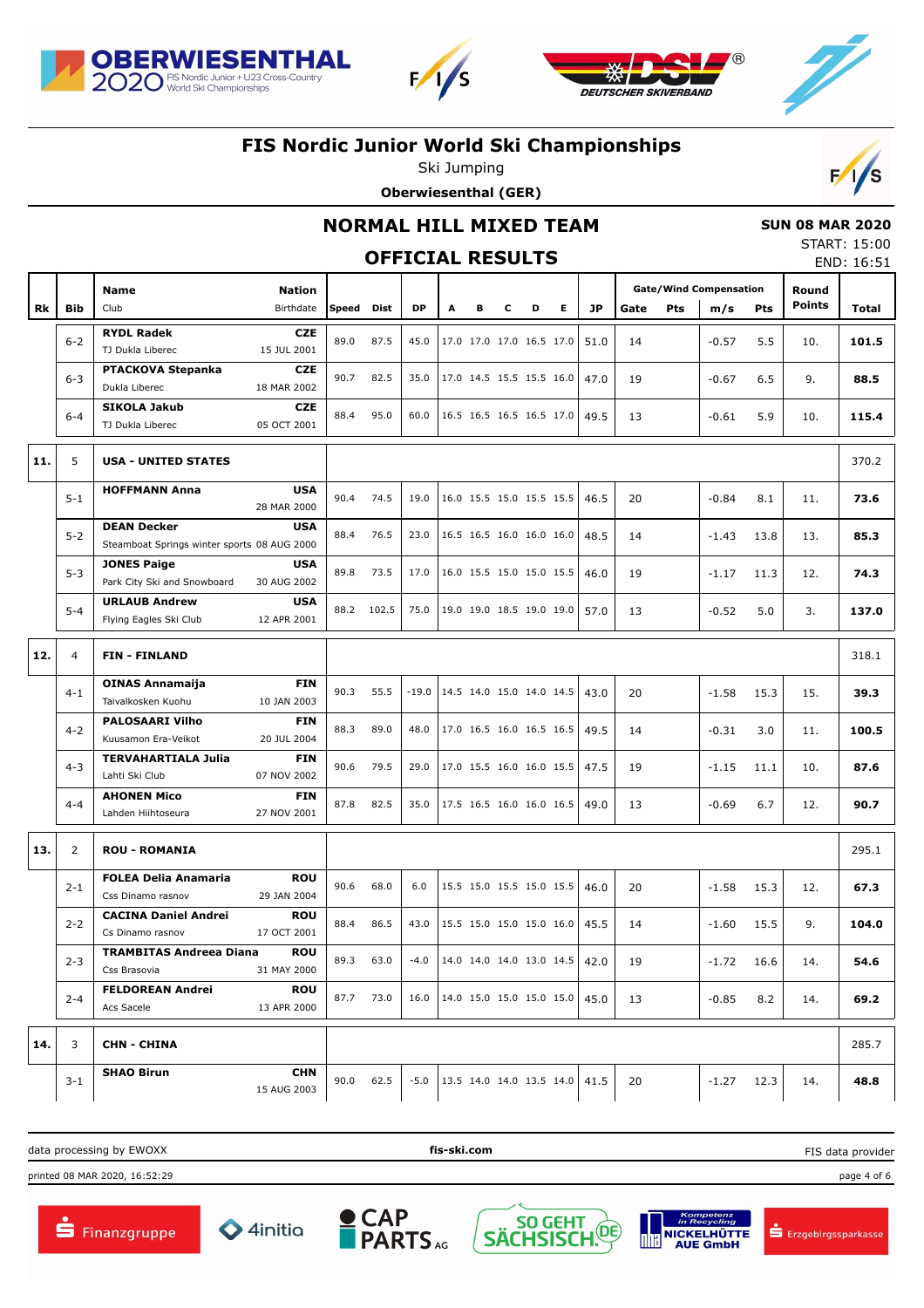# FIS Nordic Junior World Ski Championships

Ski Jumping

**Oberwiesenthal (GER)**

## NORMAL HILL MIXED TEAM

**SUN 08 MAR 2020**

START: 15:00

END: 16:51

## OFFICIAL RESULTS

| Rk | Bib | Name / Club | Nation / Birthdate | Speed | Dist | DP | A | B | C | D | E | JP | Gate | Gate Pts | Wind m/s | Wind Pts | Round Points | Total |
|---|---|---|---|---|---|---|---|---|---|---|---|---|---|---|---|---|---|---|
| | 6-2 | **RYDL Radek** / TJ Dukla Liberec | **CZE** / 15 JUL 2001 | 89.0 | 87.5 | 45.0 | 17.0 | 17.0 | 17.0 | 16.5 | 17.0 | 51.0 | 14 | | -0.57 | 5.5 | 10. | **101.5** |
| | 6-3 | **PTACKOVA Stepanka** / Dukla Liberec | **CZE** / 18 MAR 2002 | 90.7 | 82.5 | 35.0 | 17.0 | 14.5 | 15.5 | 15.5 | 16.0 | 47.0 | 19 | | -0.67 | 6.5 | 9. | **88.5** |
| | 6-4 | **SIKOLA Jakub** / TJ Dukla Liberec | **CZE** / 05 OCT 2001 | 88.4 | 95.0 | 60.0 | 16.5 | 16.5 | 16.5 | 16.5 | 17.0 | 49.5 | 13 | | -0.61 | 5.9 | 10. | **115.4** |
| **11.** | 5 | **USA - UNITED STATES** | | | | | | | | | | | | | | | | 370.2 |
| | 5-1 | **HOFFMANN Anna** | **USA** / 28 MAR 2000 | 90.4 | 74.5 | 19.0 | 16.0 | 15.5 | 15.0 | 15.5 | 15.5 | 46.5 | 20 | | -0.84 | 8.1 | 11. | **73.6** |
| | 5-2 | **DEAN Decker** / Steamboat Springs winter sports | **USA** / 08 AUG 2000 | 88.4 | 76.5 | 23.0 | 16.5 | 16.5 | 16.0 | 16.0 | 16.0 | 48.5 | 14 | | -1.43 | 13.8 | 13. | **85.3** |
| | 5-3 | **JONES Paige** / Park City Ski and Snowboard | **USA** / 30 AUG 2002 | 89.8 | 73.5 | 17.0 | 16.0 | 15.5 | 15.0 | 15.0 | 15.5 | 46.0 | 19 | | -1.17 | 11.3 | 12. | **74.3** |
| | 5-4 | **URLAUB Andrew** / Flying Eagles Ski Club | **USA** / 12 APR 2001 | 88.2 | 102.5 | 75.0 | 19.0 | 19.0 | 18.5 | 19.0 | 19.0 | 57.0 | 13 | | -0.52 | 5.0 | 3. | **137.0** |
| **12.** | 4 | **FIN - FINLAND** | | | | | | | | | | | | | | | | 318.1 |
| | 4-1 | **OINAS Annamaija** / Taivalkosken Kuohu | **FIN** / 10 JAN 2003 | 90.3 | 55.5 | -19.0 | 14.5 | 14.0 | 15.0 | 14.0 | 14.5 | 43.0 | 20 | | -1.58 | 15.3 | 15. | **39.3** |
| | 4-2 | **PALOSAARI Vilho** / Kuusamon Era-Veikot | **FIN** / 20 JUL 2004 | 88.3 | 89.0 | 48.0 | 17.0 | 16.5 | 16.0 | 16.5 | 16.5 | 49.5 | 14 | | -0.31 | 3.0 | 11. | **100.5** |
| | 4-3 | **TERVAHARTIALA Julia** / Lahti Ski Club | **FIN** / 07 NOV 2002 | 90.6 | 79.5 | 29.0 | 17.0 | 15.5 | 16.0 | 16.0 | 15.5 | 47.5 | 19 | | -1.15 | 11.1 | 10. | **87.6** |
| | 4-4 | **AHONEN Mico** / Lahden Hiihtoseura | **FIN** / 27 NOV 2001 | 87.8 | 82.5 | 35.0 | 17.5 | 16.5 | 16.0 | 16.0 | 16.5 | 49.0 | 13 | | -0.69 | 6.7 | 12. | **90.7** |
| **13.** | 2 | **ROU - ROMANIA** | | | | | | | | | | | | | | | | 295.1 |
| | 2-1 | **FOLEA Delia Anamaria** / Css Dinamo rasnov | **ROU** / 29 JAN 2004 | 90.6 | 68.0 | 6.0 | 15.5 | 15.0 | 15.5 | 15.0 | 15.5 | 46.0 | 20 | | -1.58 | 15.3 | 12. | **67.3** |
| | 2-2 | **CACINA Daniel Andrei** / Cs Dinamo rasnov | **ROU** / 17 OCT 2001 | 88.4 | 86.5 | 43.0 | 15.5 | 15.0 | 15.0 | 15.0 | 16.0 | 45.5 | 14 | | -1.60 | 15.5 | 9. | **104.0** |
| | 2-3 | **TRAMBITAS Andreea Diana** / Css Brasovia | **ROU** / 31 MAY 2000 | 89.3 | 63.0 | -4.0 | 14.0 | 14.0 | 14.0 | 13.0 | 14.5 | 42.0 | 19 | | -1.72 | 16.6 | 14. | **54.6** |
| | 2-4 | **FELDOREAN Andrei** / Acs Sacele | **ROU** / 13 APR 2000 | 87.7 | 73.0 | 16.0 | 14.0 | 15.0 | 15.0 | 15.0 | 15.0 | 45.0 | 13 | | -0.85 | 8.2 | 14. | **69.2** |
| **14.** | 3 | **CHN - CHINA** | | | | | | | | | | | | | | | | 285.7 |
| | 3-1 | **SHAO Birun** | **CHN** / 15 AUG 2003 | 90.0 | 62.5 | -5.0 | 13.5 | 14.0 | 14.0 | 13.5 | 14.0 | 41.5 | 20 | | -1.27 | 12.3 | 14. | **48.8** |

data processing by EWOXX — fis-ski.com — FIS data provider

printed 08 MAR 2020, 16:52:29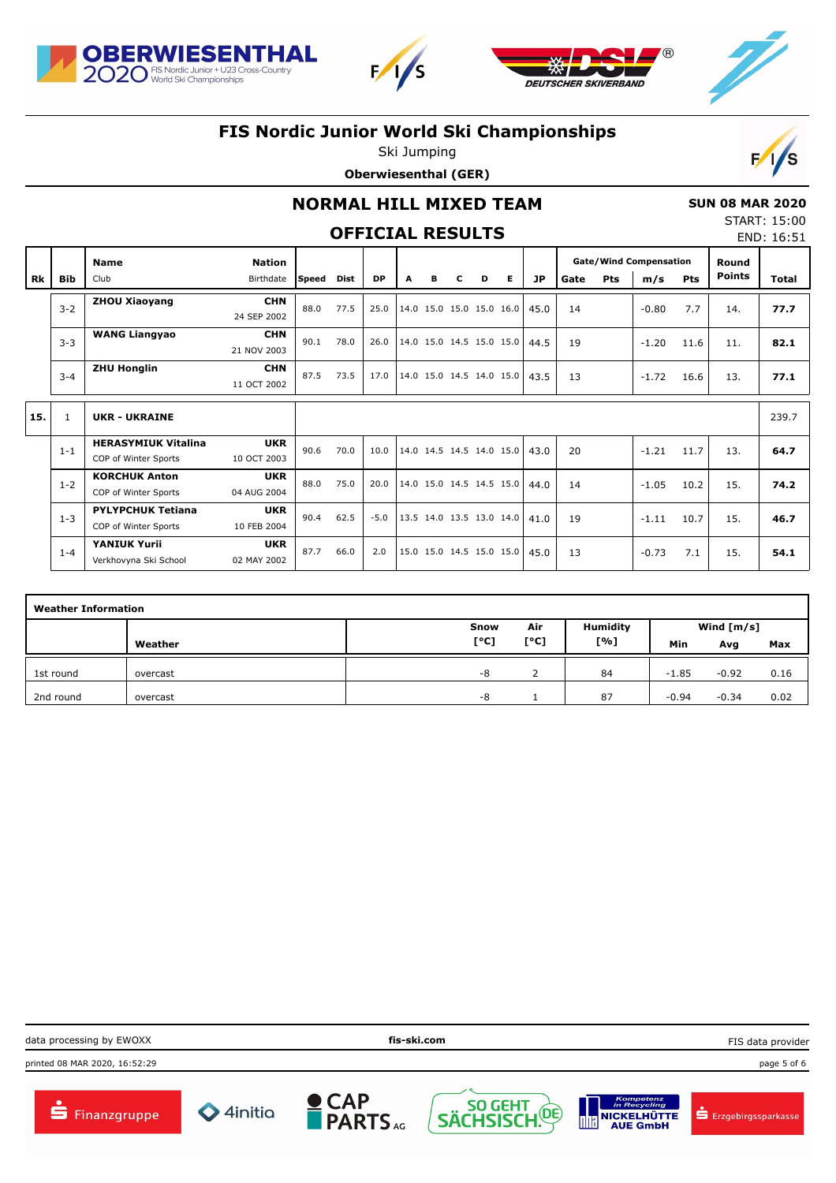# FIS Nordic Junior World Ski Championships

Ski Jumping

**Oberwiesenthal (GER)**

## NORMAL HILL MIXED TEAM

**SUN 08 MAR 2020**

START: 15:00

END: 16:51

## OFFICIAL RESULTS

| Rk | Bib | Name / Club | Nation / Birthdate | Speed | Dist | DP | A | B | C | D | E | JP | Gate | Pts | m/s | Pts | Round Points | Total |
|---|---|---|---|---|---|---|---|---|---|---|---|---|---|---|---|---|---|---|
| | 3-2 | **ZHOU Xiaoyang** | **CHN** 24 SEP 2002 | 88.0 | 77.5 | 25.0 | 14.0 | 15.0 | 15.0 | 15.0 | 16.0 | 45.0 | 14 | | -0.80 | 7.7 | 14. | **77.7** |
| | 3-3 | **WANG Liangyao** | **CHN** 21 NOV 2003 | 90.1 | 78.0 | 26.0 | 14.0 | 15.0 | 14.5 | 15.0 | 15.0 | 44.5 | 19 | | -1.20 | 11.6 | 11. | **82.1** |
| | 3-4 | **ZHU Honglin** | **CHN** 11 OCT 2002 | 87.5 | 73.5 | 17.0 | 14.0 | 15.0 | 14.5 | 14.0 | 15.0 | 43.5 | 13 | | -1.72 | 16.6 | 13. | **77.1** |
| **15.** | 1 | **UKR - UKRAINE** | | | | | | | | | | | | | | | | 239.7 |
| | 1-1 | **HERASYMIUK Vitalina** COP of Winter Sports | **UKR** 10 OCT 2003 | 90.6 | 70.0 | 10.0 | 14.0 | 14.5 | 14.5 | 14.0 | 15.0 | 43.0 | 20 | | -1.21 | 11.7 | 13. | **64.7** |
| | 1-2 | **KORCHUK Anton** COP of Winter Sports | **UKR** 04 AUG 2004 | 88.0 | 75.0 | 20.0 | 14.0 | 15.0 | 14.5 | 14.5 | 15.0 | 44.0 | 14 | | -1.05 | 10.2 | 15. | **74.2** |
| | 1-3 | **PYLYPCHUK Tetiana** COP of Winter Sports | **UKR** 10 FEB 2004 | 90.4 | 62.5 | -5.0 | 13.5 | 14.0 | 13.5 | 13.0 | 14.0 | 41.0 | 19 | | -1.11 | 10.7 | 15. | **46.7** |
| | 1-4 | **YANIUK Yurii** Verkhovyna Ski School | **UKR** 02 MAY 2002 | 87.7 | 66.0 | 2.0 | 15.0 | 15.0 | 14.5 | 15.0 | 15.0 | 45.0 | 13 | | -0.73 | 7.1 | 15. | **54.1** |

### Weather Information

| | Weather | Snow [°C] | Air [°C] | Humidity [%] | Wind [m/s] Min | Avg | Max |
|---|---|---|---|---|---|---|---|
| 1st round | overcast | -8 | 2 | 84 | -1.85 | -0.92 | 0.16 |
| 2nd round | overcast | -8 | 1 | 87 | -0.94 | -0.34 | 0.02 |

data processing by EWOXX | fis-ski.com | FIS data provider

printed 08 MAR 2020, 16:52:29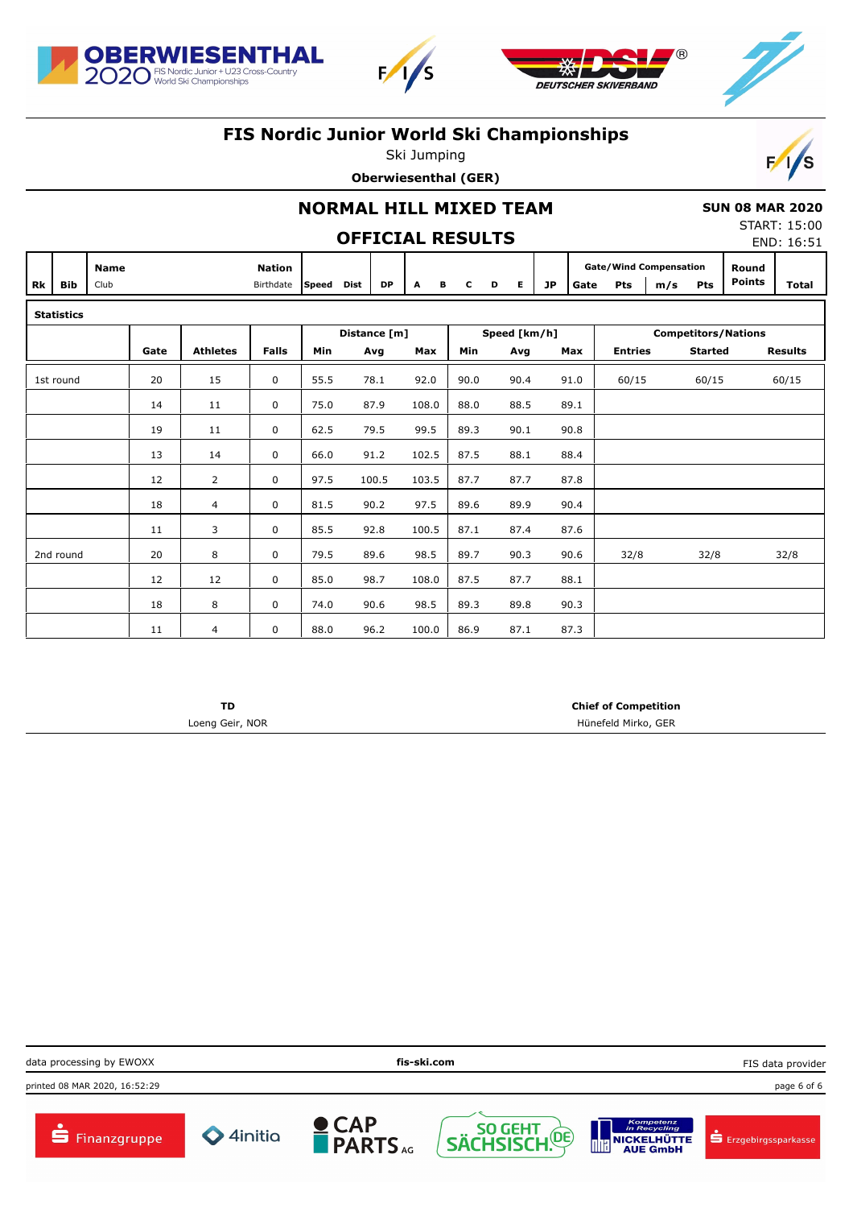# FIS Nordic Junior World Ski Championships

Ski Jumping

**Oberwiesenthal (GER)**

## NORMAL HILL MIXED TEAM

**SUN 08 MAR 2020**

START: 15:00

## OFFICIAL RESULTS

END: 16:51

| Rk | Bib | Name / Club | Nation / Birthdate | Speed | Dist | DP | A | B | C | D | E | JP | Gate/Wind Compensation: Gate | Pts | m/s | Pts | Round Points | Total |
|---|---|---|---|---|---|---|---|---|---|---|---|---|---|---|---|---|---|---|

**Statistics**

| | Gate | Athletes | Falls | Distance [m] Min | Avg | Max | Speed [km/h] Min | Avg | Max | Competitors/Nations Entries | Started | Results |
|---|---|---|---|---|---|---|---|---|---|---|---|---|
| 1st round | 20 | 15 | 0 | 55.5 | 78.1 | 92.0 | 90.0 | 90.4 | 91.0 | 60/15 | 60/15 | 60/15 |
| | 14 | 11 | 0 | 75.0 | 87.9 | 108.0 | 88.0 | 88.5 | 89.1 | | | |
| | 19 | 11 | 0 | 62.5 | 79.5 | 99.5 | 89.3 | 90.1 | 90.8 | | | |
| | 13 | 14 | 0 | 66.0 | 91.2 | 102.5 | 87.5 | 88.1 | 88.4 | | | |
| | 12 | 2 | 0 | 97.5 | 100.5 | 103.5 | 87.7 | 87.7 | 87.8 | | | |
| | 18 | 4 | 0 | 81.5 | 90.2 | 97.5 | 89.6 | 89.9 | 90.4 | | | |
| | 11 | 3 | 0 | 85.5 | 92.8 | 100.5 | 87.1 | 87.4 | 87.6 | | | |
| 2nd round | 20 | 8 | 0 | 79.5 | 89.6 | 98.5 | 89.7 | 90.3 | 90.6 | 32/8 | 32/8 | 32/8 |
| | 12 | 12 | 0 | 85.0 | 98.7 | 108.0 | 87.5 | 87.7 | 88.1 | | | |
| | 18 | 8 | 0 | 74.0 | 90.6 | 98.5 | 89.3 | 89.8 | 90.3 | | | |
| | 11 | 4 | 0 | 88.0 | 96.2 | 100.0 | 86.9 | 87.1 | 87.3 | | | |

**TD**
Loeng Geir, NOR

**Chief of Competition**
Hünefeld Mirko, GER

data processing by EWOXX — fis-ski.com — FIS data provider

printed 08 MAR 2020, 16:52:29